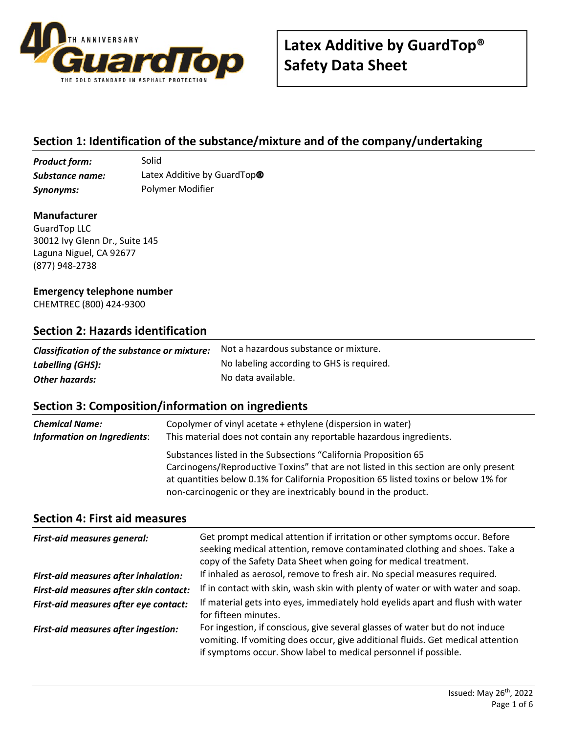# Latex Additive by GuardTop® Safety Data Sheet

## Section 1: Identification of the substance/mixture and of the company/undertaking

***Product form:*** Solid
***Substance name:*** Latex Additive by GuardTop®
***Synonyms:*** Polymer Modifier

**Manufacturer**
GuardTop LLC
30012 Ivy Glenn Dr., Suite 145
Laguna Niguel, CA 92677
(877) 948-2738

**Emergency telephone number**
CHEMTREC (800) 424-9300

## Section 2: Hazards identification

| | |
|---|---|
| ***Classification of the substance or mixture:*** | Not a hazardous substance or mixture. |
| ***Labelling (GHS):*** | No labeling according to GHS is required. |
| ***Other hazards:*** | No data available. |

## Section 3: Composition/information on ingredients

***Chemical Name:*** Copolymer of vinyl acetate + ethylene (dispersion in water)

***Information on Ingredients***: This material does not contain any reportable hazardous ingredients.

Substances listed in the Subsections "California Proposition 65 Carcinogens/Reproductive Toxins" that are not listed in this section are only present at quantities below 0.1% for California Proposition 65 listed toxins or below 1% for non-carcinogenic or they are inextricably bound in the product.

## Section 4: First aid measures

| | |
|---|---|
| ***First-aid measures general:*** | Get prompt medical attention if irritation or other symptoms occur. Before seeking medical attention, remove contaminated clothing and shoes. Take a copy of the Safety Data Sheet when going for medical treatment. |
| ***First-aid measures after inhalation:*** | If inhaled as aerosol, remove to fresh air. No special measures required. |
| ***First-aid measures after skin contact:*** | If in contact with skin, wash skin with plenty of water or with water and soap. |
| ***First-aid measures after eye contact:*** | If material gets into eyes, immediately hold eyelids apart and flush with water for fifteen minutes. |
| ***First-aid measures after ingestion:*** | For ingestion, if conscious, give several glasses of water but do not induce vomiting. If vomiting does occur, give additional fluids. Get medical attention if symptoms occur. Show label to medical personnel if possible. |

Issued: May 26th, 2022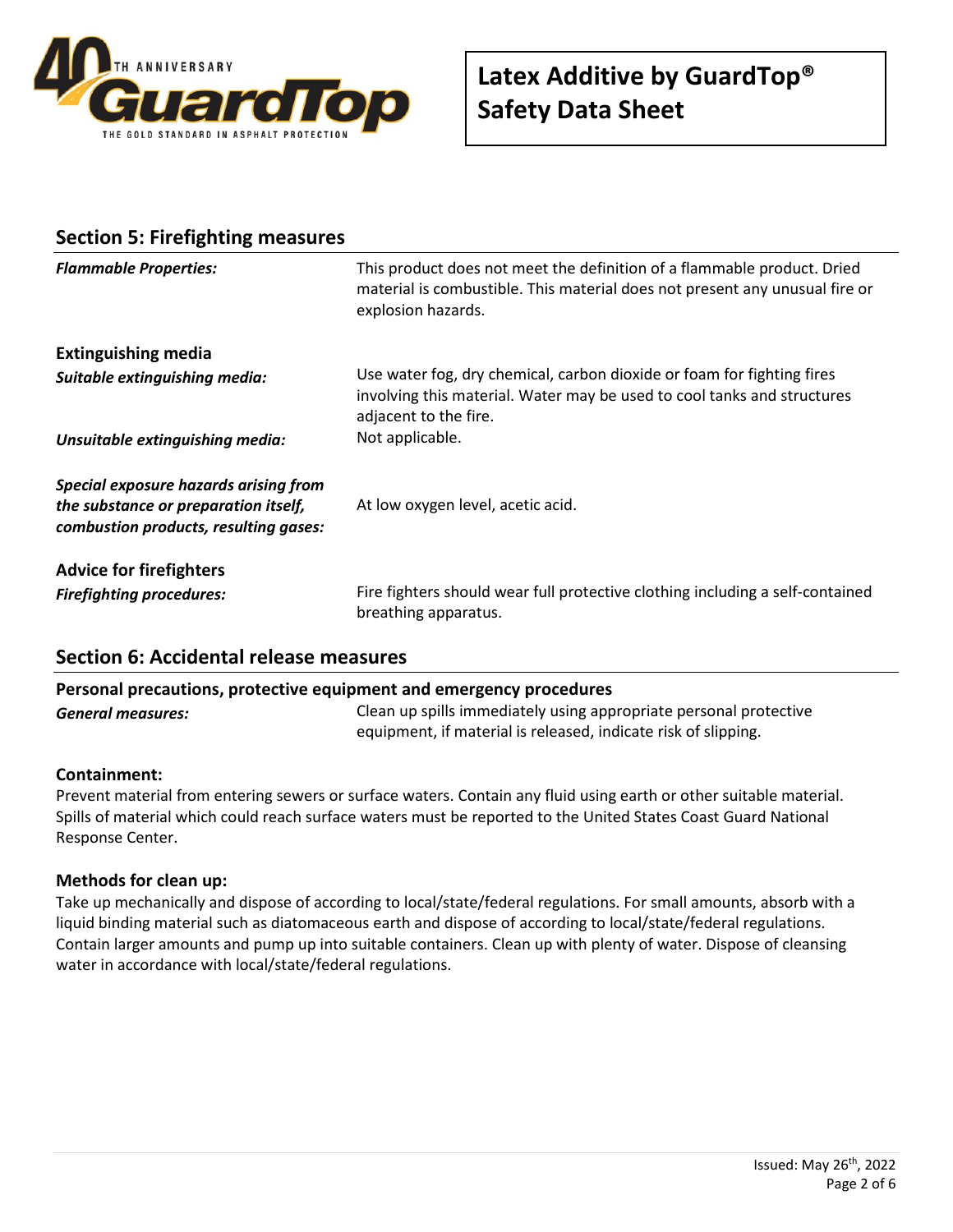## Section 5: Firefighting measures

***Flammable Properties:*** This product does not meet the definition of a flammable product. Dried material is combustible. This material does not present any unusual fire or explosion hazards.

### Extinguishing media

***Suitable extinguishing media:*** Use water fog, dry chemical, carbon dioxide or foam for fighting fires involving this material. Water may be used to cool tanks and structures adjacent to the fire.

***Unsuitable extinguishing media:*** Not applicable.

***Special exposure hazards arising from the substance or preparation itself, combustion products, resulting gases:*** At low oxygen level, acetic acid.

### Advice for firefighters

***Firefighting procedures:*** Fire fighters should wear full protective clothing including a self-contained breathing apparatus.

## Section 6: Accidental release measures

### Personal precautions, protective equipment and emergency procedures

***General measures:*** Clean up spills immediately using appropriate personal protective equipment, if material is released, indicate risk of slipping.

### Containment:

Prevent material from entering sewers or surface waters. Contain any fluid using earth or other suitable material. Spills of material which could reach surface waters must be reported to the United States Coast Guard National Response Center.

### Methods for clean up:

Take up mechanically and dispose of according to local/state/federal regulations. For small amounts, absorb with a liquid binding material such as diatomaceous earth and dispose of according to local/state/federal regulations. Contain larger amounts and pump up into suitable containers. Clean up with plenty of water. Dispose of cleansing water in accordance with local/state/federal regulations.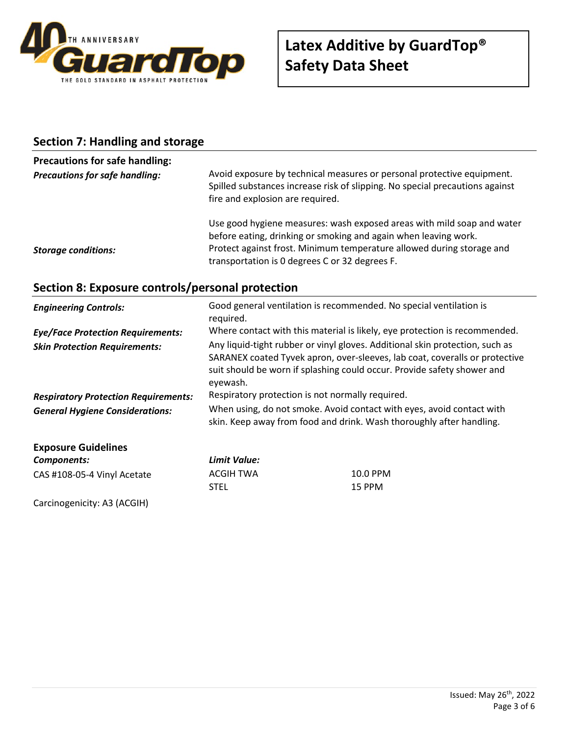## Section 7: Handling and storage

**Precautions for safe handling:**

| | |
|---|---|
| ***Precautions for safe handling:*** | Avoid exposure by technical measures or personal protective equipment. Spilled substances increase risk of slipping. No special precautions against fire and explosion are required.<br><br>Use good hygiene measures: wash exposed areas with mild soap and water before eating, drinking or smoking and again when leaving work. |
| ***Storage conditions:*** | Protect against frost. Minimum temperature allowed during storage and transportation is 0 degrees C or 32 degrees F. |

## Section 8: Exposure controls/personal protection

| | |
|---|---|
| ***Engineering Controls:*** | Good general ventilation is recommended. No special ventilation is required. |
| ***Eye/Face Protection Requirements:*** | Where contact with this material is likely, eye protection is recommended. |
| ***Skin Protection Requirements:*** | Any liquid-tight rubber or vinyl gloves. Additional skin protection, such as SARANEX coated Tyvek apron, over-sleeves, lab coat, coveralls or protective suit should be worn if splashing could occur. Provide safety shower and eyewash. |
| ***Respiratory Protection Requirements:*** | Respiratory protection is not normally required. |
| ***General Hygiene Considerations:*** | When using, do not smoke. Avoid contact with eyes, avoid contact with skin. Keep away from food and drink. Wash thoroughly after handling. |

**Exposure Guidelines**

| ***Components:*** | ***Limit Value:*** | |
|---|---|---|
| CAS #108-05-4 Vinyl Acetate | ACGIH TWA | 10.0 PPM |
| | STEL | 15 PPM |

Carcinogenicity: A3 (ACGIH)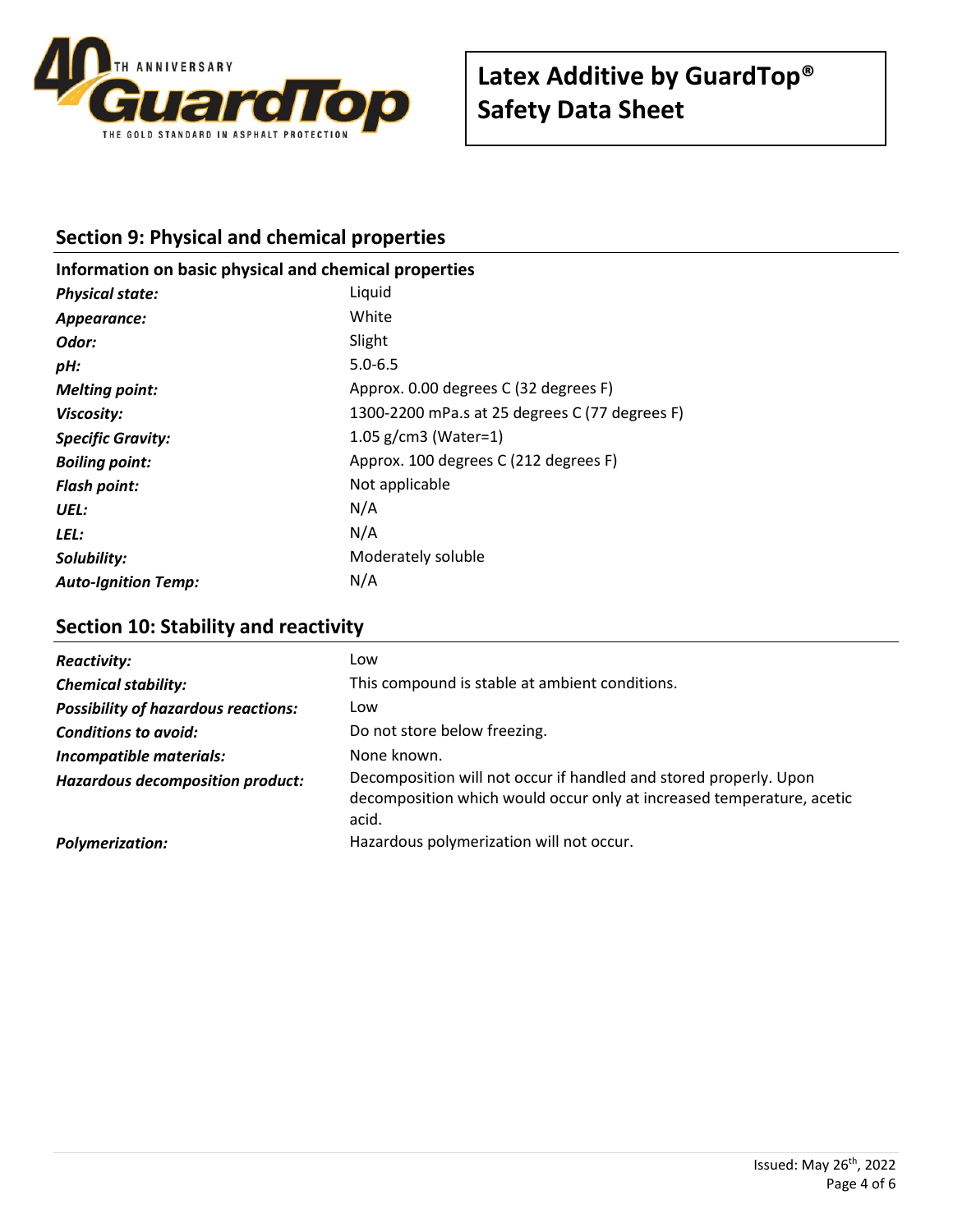# Latex Additive by GuardTop® Safety Data Sheet

## Section 9: Physical and chemical properties

**Information on basic physical and chemical properties**

| | |
|---|---|
| ***Physical state:*** | Liquid |
| ***Appearance:*** | White |
| ***Odor:*** | Slight |
| ***pH:*** | 5.0-6.5 |
| ***Melting point:*** | Approx. 0.00 degrees C (32 degrees F) |
| ***Viscosity:*** | 1300-2200 mPa.s at 25 degrees C (77 degrees F) |
| ***Specific Gravity:*** | 1.05 g/cm3 (Water=1) |
| ***Boiling point:*** | Approx. 100 degrees C (212 degrees F) |
| ***Flash point:*** | Not applicable |
| ***UEL:*** | N/A |
| ***LEL:*** | N/A |
| ***Solubility:*** | Moderately soluble |
| ***Auto-Ignition Temp:*** | N/A |

## Section 10: Stability and reactivity

| | |
|---|---|
| ***Reactivity:*** | Low |
| ***Chemical stability:*** | This compound is stable at ambient conditions. |
| ***Possibility of hazardous reactions:*** | Low |
| ***Conditions to avoid:*** | Do not store below freezing. |
| ***Incompatible materials:*** | None known. |
| ***Hazardous decomposition product:*** | Decomposition will not occur if handled and stored properly. Upon decomposition which would occur only at increased temperature, acetic acid. |
| ***Polymerization:*** | Hazardous polymerization will not occur. |

Issued: May 26th, 2022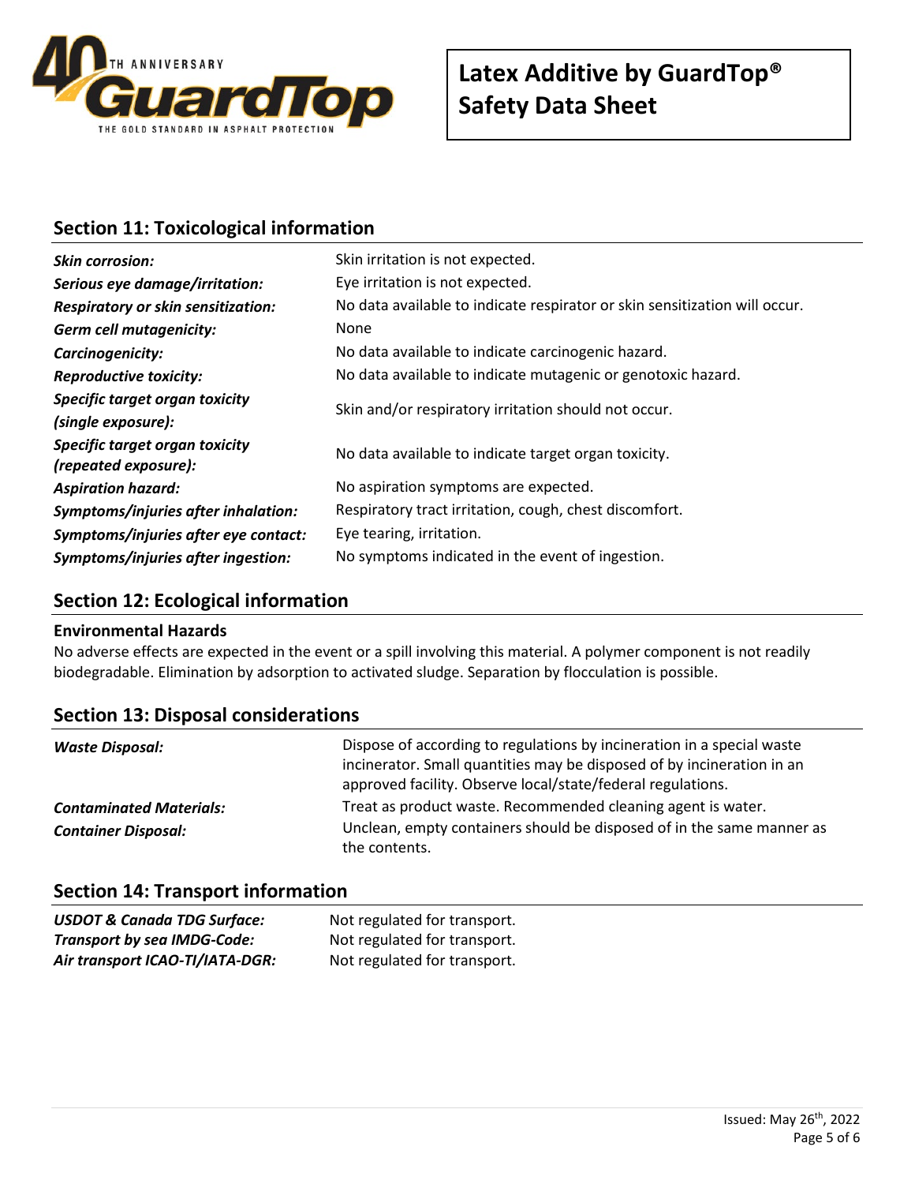## Section 11: Toxicological information

| | |
|---|---|
| ***Skin corrosion:*** | Skin irritation is not expected. |
| ***Serious eye damage/irritation:*** | Eye irritation is not expected. |
| ***Respiratory or skin sensitization:*** | No data available to indicate respirator or skin sensitization will occur. |
| ***Germ cell mutagenicity:*** | None |
| ***Carcinogenicity:*** | No data available to indicate carcinogenic hazard. |
| ***Reproductive toxicity:*** | No data available to indicate mutagenic or genotoxic hazard. |
| ***Specific target organ toxicity (single exposure):*** | Skin and/or respiratory irritation should not occur. |
| ***Specific target organ toxicity (repeated exposure):*** | No data available to indicate target organ toxicity. |
| ***Aspiration hazard:*** | No aspiration symptoms are expected. |
| ***Symptoms/injuries after inhalation:*** | Respiratory tract irritation, cough, chest discomfort. |
| ***Symptoms/injuries after eye contact:*** | Eye tearing, irritation. |
| ***Symptoms/injuries after ingestion:*** | No symptoms indicated in the event of ingestion. |

## Section 12: Ecological information

**Environmental Hazards**

No adverse effects are expected in the event or a spill involving this material. A polymer component is not readily biodegradable. Elimination by adsorption to activated sludge. Separation by flocculation is possible.

## Section 13: Disposal considerations

| | |
|---|---|
| ***Waste Disposal:*** | Dispose of according to regulations by incineration in a special waste incinerator. Small quantities may be disposed of by incineration in an approved facility. Observe local/state/federal regulations. |
| ***Contaminated Materials:*** | Treat as product waste. Recommended cleaning agent is water. |
| ***Container Disposal:*** | Unclean, empty containers should be disposed of in the same manner as the contents. |

## Section 14: Transport information

| | |
|---|---|
| ***USDOT & Canada TDG Surface:*** | Not regulated for transport. |
| ***Transport by sea IMDG-Code:*** | Not regulated for transport. |
| ***Air transport ICAO-TI/IATA-DGR:*** | Not regulated for transport. |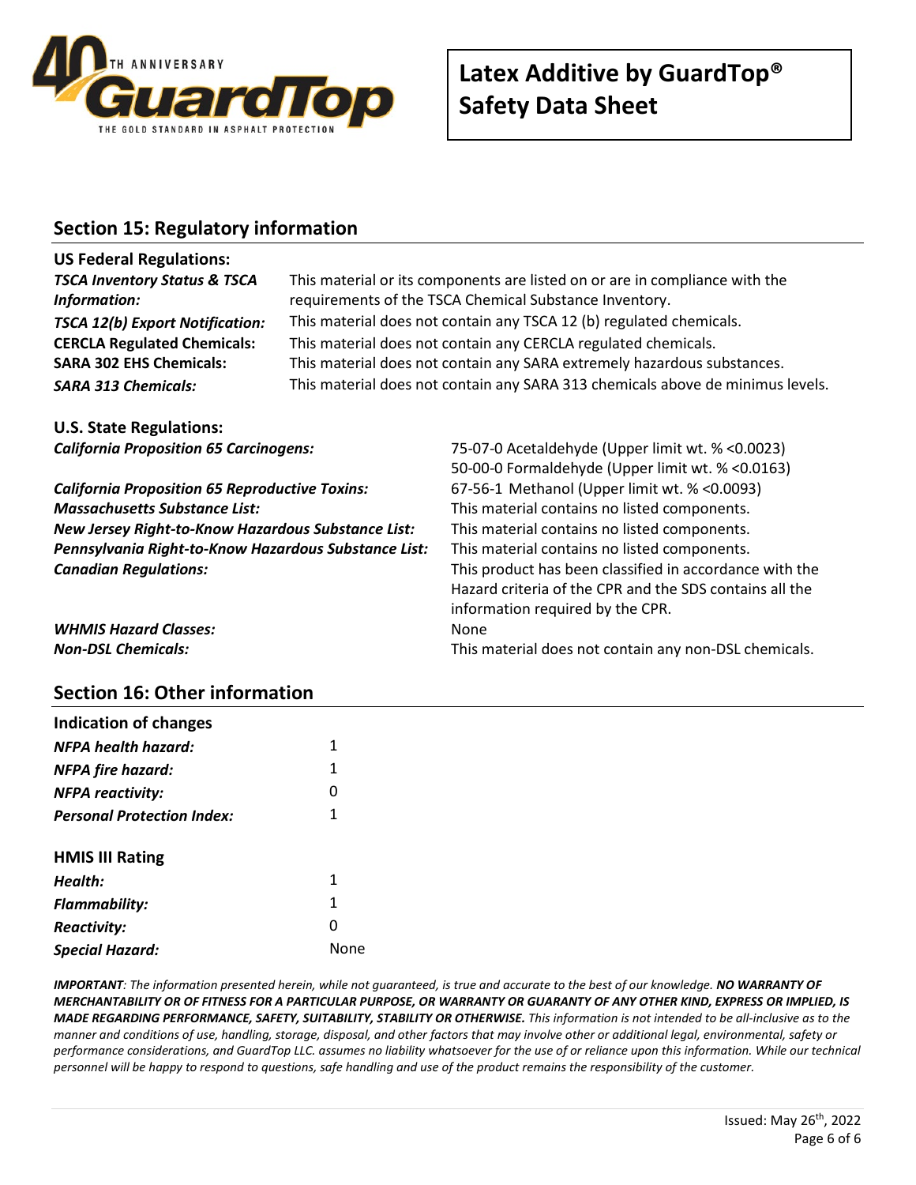## Section 15: Regulatory information

### US Federal Regulations:

| | |
|---|---|
| ***TSCA Inventory Status & TSCA Information:*** | This material or its components are listed on or are in compliance with the requirements of the TSCA Chemical Substance Inventory. |
| ***TSCA 12(b) Export Notification:*** | This material does not contain any TSCA 12 (b) regulated chemicals. |
| **CERCLA Regulated Chemicals:** | This material does not contain any CERCLA regulated chemicals. |
| **SARA 302 EHS Chemicals:** | This material does not contain any SARA extremely hazardous substances. |
| ***SARA 313 Chemicals:*** | This material does not contain any SARA 313 chemicals above de minimus levels. |

### U.S. State Regulations:

| | |
|---|---|
| ***California Proposition 65 Carcinogens:*** | 75-07-0 Acetaldehyde (Upper limit wt. % <0.0023)<br>50-00-0 Formaldehyde (Upper limit wt. % <0.0163) |
| ***California Proposition 65 Reproductive Toxins:*** | 67-56-1 Methanol (Upper limit wt. % <0.0093) |
| ***Massachusetts Substance List:*** | This material contains no listed components. |
| ***New Jersey Right-to-Know Hazardous Substance List:*** | This material contains no listed components. |
| ***Pennsylvania Right-to-Know Hazardous Substance List:*** | This material contains no listed components. |
| ***Canadian Regulations:*** | This product has been classified in accordance with the Hazard criteria of the CPR and the SDS contains all the information required by the CPR. |
| ***WHMIS Hazard Classes:*** | None |
| ***Non-DSL Chemicals:*** | This material does not contain any non-DSL chemicals. |

## Section 16: Other information

### Indication of changes

| | |
|---|---|
| ***NFPA health hazard:*** | 1 |
| ***NFPA fire hazard:*** | 1 |
| ***NFPA reactivity:*** | 0 |
| ***Personal Protection Index:*** | 1 |

### HMIS III Rating

| | |
|---|---|
| ***Health:*** | 1 |
| ***Flammability:*** | 1 |
| ***Reactivity:*** | 0 |
| ***Special Hazard:*** | None |

***IMPORTANT**: The information presented herein, while not guaranteed, is true and accurate to the best of our knowledge.* ***NO WARRANTY OF MERCHANTABILITY OR OF FITNESS FOR A PARTICULAR PURPOSE, OR WARRANTY OR GUARANTY OF ANY OTHER KIND, EXPRESS OR IMPLIED, IS MADE REGARDING PERFORMANCE, SAFETY, SUITABILITY, STABILITY OR OTHERWISE.*** *This information is not intended to be all-inclusive as to the manner and conditions of use, handling, storage, disposal, and other factors that may involve other or additional legal, environmental, safety or performance considerations, and GuardTop LLC. assumes no liability whatsoever for the use of or reliance upon this information. While our technical personnel will be happy to respond to questions, safe handling and use of the product remains the responsibility of the customer.*

Issued: May 26th, 2022